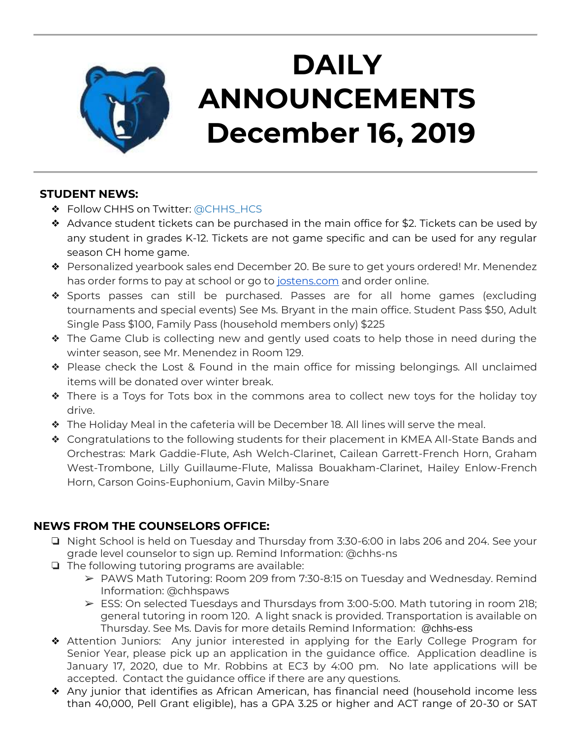# DAILY ANNOUNCEMENTS December 16, 2019

## STUDENT NEWS:

- Follow CHHS on Twitter: @CHHS_HCS
- Advance student tickets can be purchased in the main office for $2. Tickets can be used by any student in grades K-12. Tickets are not game specific and can be used for any regular season CH home game.
- Personalized yearbook sales end December 20. Be sure to get yours ordered! Mr. Menendez has order forms to pay at school or go to jostens.com and order online.
- Sports passes can still be purchased. Passes are for all home games (excluding tournaments and special events) See Ms. Bryant in the main office. Student Pass $50, Adult Single Pass $100, Family Pass (household members only) $225
- The Game Club is collecting new and gently used coats to help those in need during the winter season, see Mr. Menendez in Room 129.
- Please check the Lost & Found in the main office for missing belongings. All unclaimed items will be donated over winter break.
- There is a Toys for Tots box in the commons area to collect new toys for the holiday toy drive.
- The Holiday Meal in the cafeteria will be December 18. All lines will serve the meal.
- Congratulations to the following students for their placement in KMEA All-State Bands and Orchestras: Mark Gaddie-Flute, Ash Welch-Clarinet, Cailean Garrett-French Horn, Graham West-Trombone, Lilly Guillaume-Flute, Malissa Bouakham-Clarinet, Hailey Enlow-French Horn, Carson Goins-Euphonium, Gavin Milby-Snare

## NEWS FROM THE COUNSELORS OFFICE:

- Night School is held on Tuesday and Thursday from 3:30-6:00 in labs 206 and 204. See your grade level counselor to sign up. Remind Information: @chhs-ns
- The following tutoring programs are available:
  - PAWS Math Tutoring: Room 209 from 7:30-8:15 on Tuesday and Wednesday. Remind Information: @chhspaws
  - ESS: On selected Tuesdays and Thursdays from 3:00-5:00. Math tutoring in room 218; general tutoring in room 120. A light snack is provided. Transportation is available on Thursday. See Ms. Davis for more details Remind Information: @chhs-ess
- Attention Juniors: Any junior interested in applying for the Early College Program for Senior Year, please pick up an application in the guidance office. Application deadline is January 17, 2020, due to Mr. Robbins at EC3 by 4:00 pm. No late applications will be accepted. Contact the guidance office if there are any questions.
- Any junior that identifies as African American, has financial need (household income less than 40,000, Pell Grant eligible), has a GPA 3.25 or higher and ACT range of 20-30 or SAT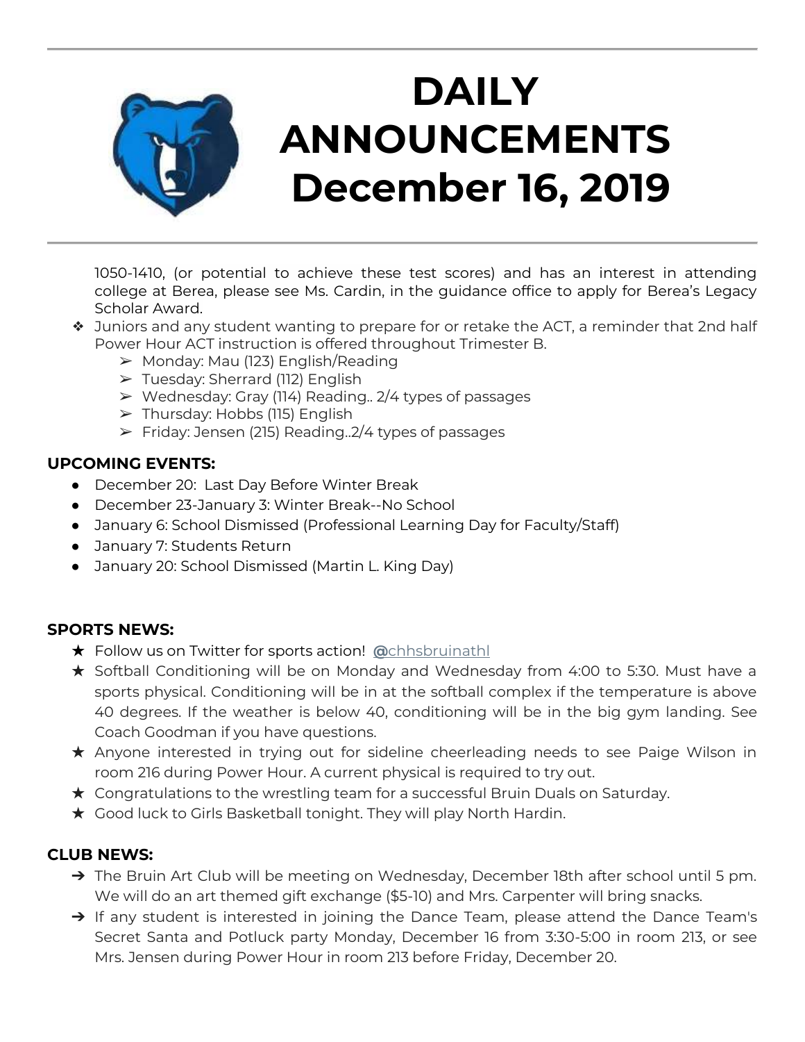# DAILY ANNOUNCEMENTS December 16, 2019

1050-1410, (or potential to achieve these test scores) and has an interest in attending college at Berea, please see Ms. Cardin, in the guidance office to apply for Berea's Legacy Scholar Award.

- Juniors and any student wanting to prepare for or retake the ACT, a reminder that 2nd half Power Hour ACT instruction is offered throughout Trimester B.
  - Monday: Mau (123) English/Reading
  - Tuesday: Sherrard (112) English
  - Wednesday: Gray (114) Reading.. 2/4 types of passages
  - Thursday: Hobbs (115) English
  - Friday: Jensen (215) Reading..2/4 types of passages

**UPCOMING EVENTS:**

- December 20: Last Day Before Winter Break
- December 23-January 3: Winter Break--No School
- January 6: School Dismissed (Professional Learning Day for Faculty/Staff)
- January 7: Students Return
- January 20: School Dismissed (Martin L. King Day)

**SPORTS NEWS:**

- Follow us on Twitter for sports action! @chhsbruinathl
- Softball Conditioning will be on Monday and Wednesday from 4:00 to 5:30. Must have a sports physical. Conditioning will be in at the softball complex if the temperature is above 40 degrees. If the weather is below 40, conditioning will be in the big gym landing. See Coach Goodman if you have questions.
- Anyone interested in trying out for sideline cheerleading needs to see Paige Wilson in room 216 during Power Hour. A current physical is required to try out.
- Congratulations to the wrestling team for a successful Bruin Duals on Saturday.
- Good luck to Girls Basketball tonight. They will play North Hardin.

**CLUB NEWS:**

- The Bruin Art Club will be meeting on Wednesday, December 18th after school until 5 pm. We will do an art themed gift exchange ($5-10) and Mrs. Carpenter will bring snacks.
- If any student is interested in joining the Dance Team, please attend the Dance Team's Secret Santa and Potluck party Monday, December 16 from 3:30-5:00 in room 213, or see Mrs. Jensen during Power Hour in room 213 before Friday, December 20.